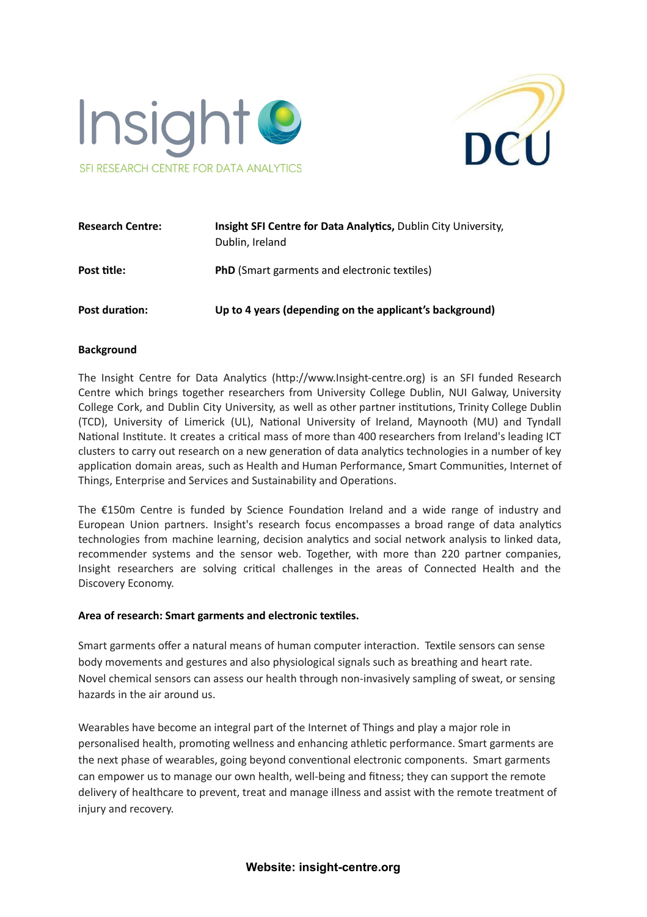Insight SFI RESEARCH CENTRE FOR DATA ANALYTICS

DCU

| | |
|---|---|
| **Research Centre:** | **Insight SFI Centre for Data Analytics,** Dublin City University, Dublin, Ireland |
| **Post title:** | **PhD** (Smart garments and electronic textiles) |
| **Post duration:** | **Up to 4 years (depending on the applicant's background)** |

## Background

The Insight Centre for Data Analytics (http://www.Insight-centre.org) is an SFI funded Research Centre which brings together researchers from University College Dublin, NUI Galway, University College Cork, and Dublin City University, as well as other partner institutions, Trinity College Dublin (TCD), University of Limerick (UL), National University of Ireland, Maynooth (MU) and Tyndall National Institute. It creates a critical mass of more than 400 researchers from Ireland's leading ICT clusters to carry out research on a new generation of data analytics technologies in a number of key application domain areas, such as Health and Human Performance, Smart Communities, Internet of Things, Enterprise and Services and Sustainability and Operations.

The €150m Centre is funded by Science Foundation Ireland and a wide range of industry and European Union partners. Insight's research focus encompasses a broad range of data analytics technologies from machine learning, decision analytics and social network analysis to linked data, recommender systems and the sensor web. Together, with more than 220 partner companies, Insight researchers are solving critical challenges in the areas of Connected Health and the Discovery Economy.

## Area of research: Smart garments and electronic textiles.

Smart garments offer a natural means of human computer interaction. Textile sensors can sense body movements and gestures and also physiological signals such as breathing and heart rate. Novel chemical sensors can assess our health through non-invasively sampling of sweat, or sensing hazards in the air around us.

Wearables have become an integral part of the Internet of Things and play a major role in personalised health, promoting wellness and enhancing athletic performance. Smart garments are the next phase of wearables, going beyond conventional electronic components. Smart garments can empower us to manage our own health, well-being and fitness; they can support the remote delivery of healthcare to prevent, treat and manage illness and assist with the remote treatment of injury and recovery.

**Website: insight-centre.org**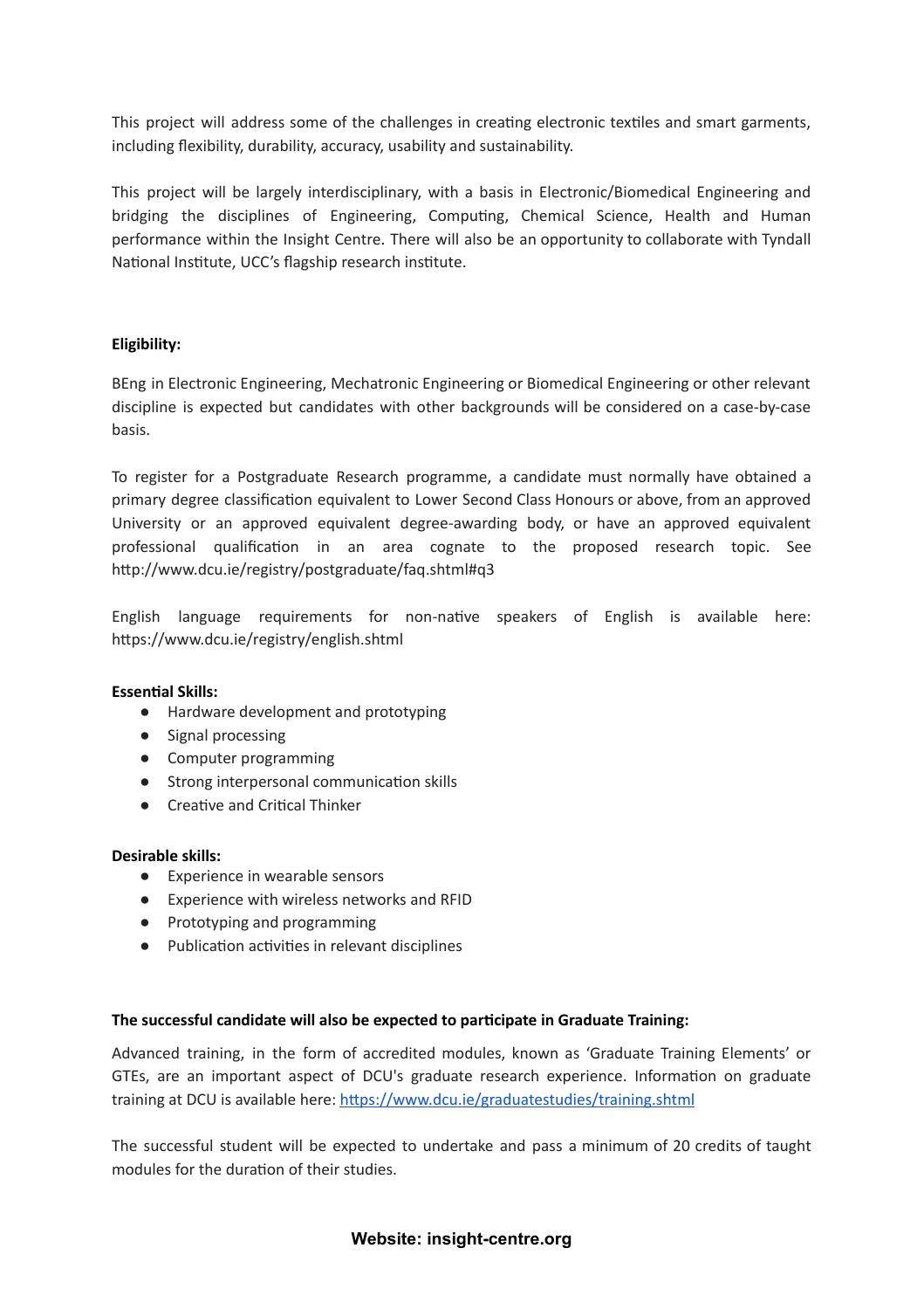This project will address some of the challenges in creating electronic textiles and smart garments, including flexibility, durability, accuracy, usability and sustainability.

This project will be largely interdisciplinary, with a basis in Electronic/Biomedical Engineering and bridging the disciplines of Engineering, Computing, Chemical Science, Health and Human performance within the Insight Centre. There will also be an opportunity to collaborate with Tyndall National Institute, UCC's flagship research institute.

**Eligibility:**

BEng in Electronic Engineering, Mechatronic Engineering or Biomedical Engineering or other relevant discipline is expected but candidates with other backgrounds will be considered on a case-by-case basis.

To register for a Postgraduate Research programme, a candidate must normally have obtained a primary degree classification equivalent to Lower Second Class Honours or above, from an approved University or an approved equivalent degree-awarding body, or have an approved equivalent professional qualification in an area cognate to the proposed research topic. See http://www.dcu.ie/registry/postgraduate/faq.shtml#q3

English language requirements for non-native speakers of English is available here: https://www.dcu.ie/registry/english.shtml

**Essential Skills:**

- Hardware development and prototyping
- Signal processing
- Computer programming
- Strong interpersonal communication skills
- Creative and Critical Thinker

**Desirable skills:**

- Experience in wearable sensors
- Experience with wireless networks and RFID
- Prototyping and programming
- Publication activities in relevant disciplines

**The successful candidate will also be expected to participate in Graduate Training:**

Advanced training, in the form of accredited modules, known as 'Graduate Training Elements' or GTEs, are an important aspect of DCU's graduate research experience. Information on graduate training at DCU is available here: https://www.dcu.ie/graduatestudies/training.shtml

The successful student will be expected to undertake and pass a minimum of 20 credits of taught modules for the duration of their studies.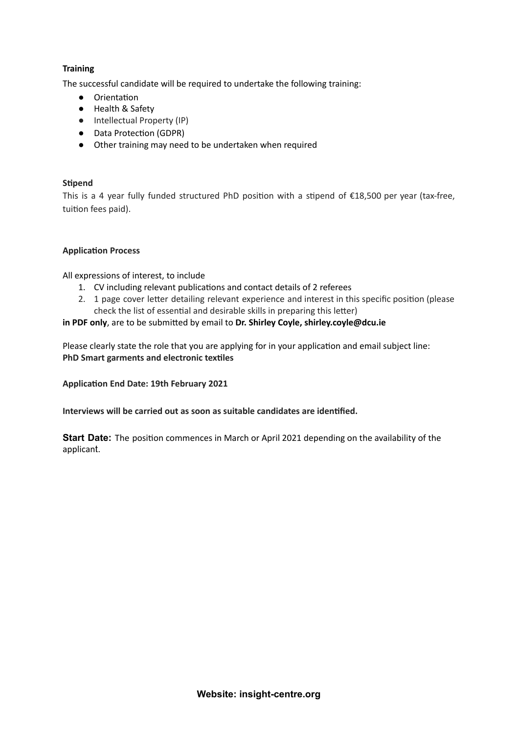**Training**

The successful candidate will be required to undertake the following training:

- Orientation
- Health & Safety
- Intellectual Property (IP)
- Data Protection (GDPR)
- Other training may need to be undertaken when required

**Stipend**

This is a 4 year fully funded structured PhD position with a stipend of €18,500 per year (tax-free, tuition fees paid).

**Application Process**

All expressions of interest, to include

1. CV including relevant publications and contact details of 2 referees
2. 1 page cover letter detailing relevant experience and interest in this specific position (please check the list of essential and desirable skills in preparing this letter)

**in PDF only**, are to be submitted by email to **Dr. Shirley Coyle, shirley.coyle@dcu.ie**

Please clearly state the role that you are applying for in your application and email subject line:
**PhD Smart garments and electronic textiles**

**Application End Date: 19th February 2021**

**Interviews will be carried out as soon as suitable candidates are identified.**

**Start Date:** The position commences in March or April 2021 depending on the availability of the applicant.

**Website: insight-centre.org**